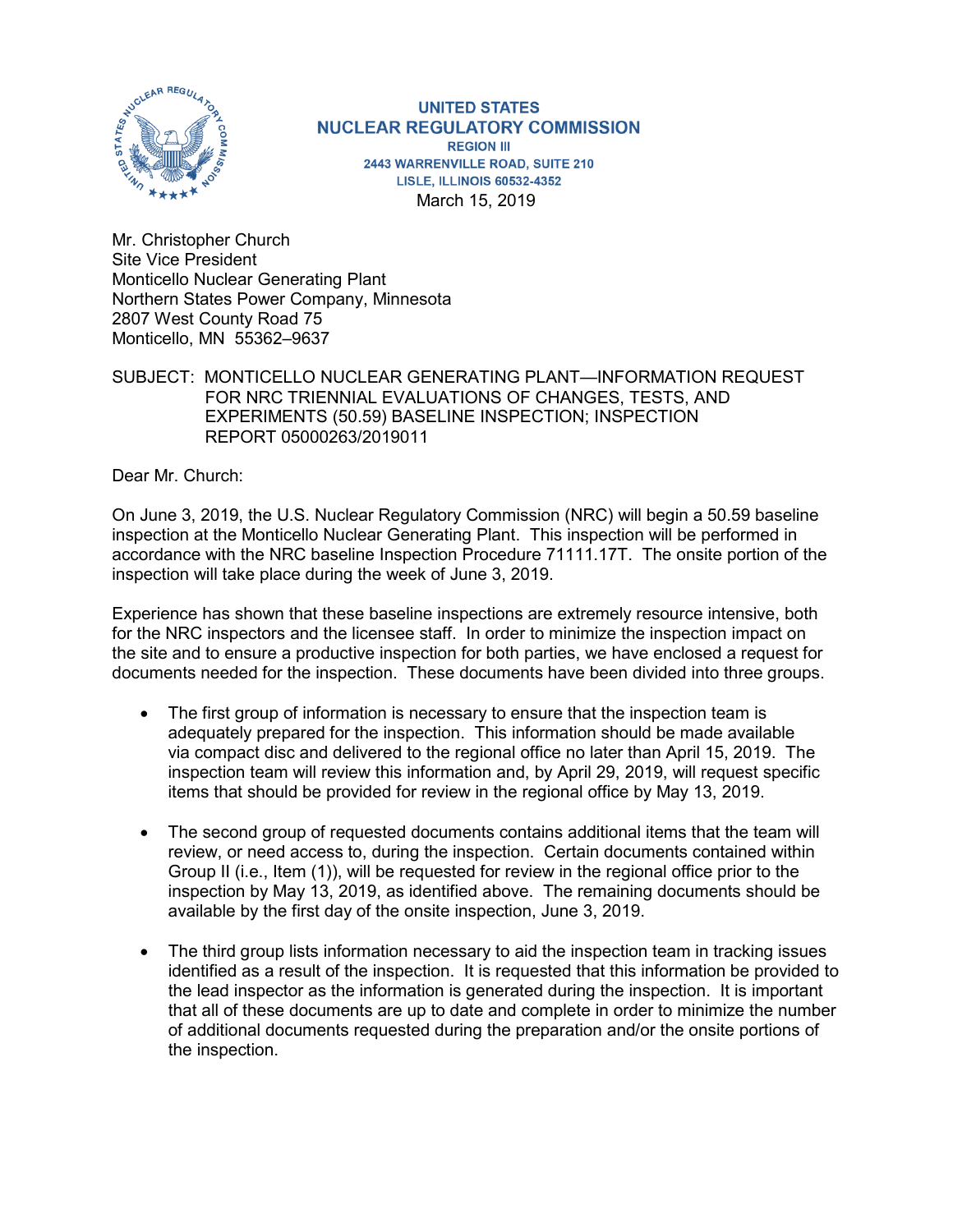**UNITED STATES**
**NUCLEAR REGULATORY COMMISSION**
**REGION III**
**2443 WARRENVILLE ROAD, SUITE 210**
**LISLE, ILLINOIS 60532-4352**

March 15, 2019

Mr. Christopher Church
Site Vice President
Monticello Nuclear Generating Plant
Northern States Power Company, Minnesota
2807 West County Road 75
Monticello, MN 55362–9637

SUBJECT: MONTICELLO NUCLEAR GENERATING PLANT—INFORMATION REQUEST FOR NRC TRIENNIAL EVALUATIONS OF CHANGES, TESTS, AND EXPERIMENTS (50.59) BASELINE INSPECTION; INSPECTION REPORT 05000263/2019011

Dear Mr. Church:

On June 3, 2019, the U.S. Nuclear Regulatory Commission (NRC) will begin a 50.59 baseline inspection at the Monticello Nuclear Generating Plant. This inspection will be performed in accordance with the NRC baseline Inspection Procedure 71111.17T. The onsite portion of the inspection will take place during the week of June 3, 2019.

Experience has shown that these baseline inspections are extremely resource intensive, both for the NRC inspectors and the licensee staff. In order to minimize the inspection impact on the site and to ensure a productive inspection for both parties, we have enclosed a request for documents needed for the inspection. These documents have been divided into three groups.

- The first group of information is necessary to ensure that the inspection team is adequately prepared for the inspection. This information should be made available via compact disc and delivered to the regional office no later than April 15, 2019. The inspection team will review this information and, by April 29, 2019, will request specific items that should be provided for review in the regional office by May 13, 2019.

- The second group of requested documents contains additional items that the team will review, or need access to, during the inspection. Certain documents contained within Group II (i.e., Item (1)), will be requested for review in the regional office prior to the inspection by May 13, 2019, as identified above. The remaining documents should be available by the first day of the onsite inspection, June 3, 2019.

- The third group lists information necessary to aid the inspection team in tracking issues identified as a result of the inspection. It is requested that this information be provided to the lead inspector as the information is generated during the inspection. It is important that all of these documents are up to date and complete in order to minimize the number of additional documents requested during the preparation and/or the onsite portions of the inspection.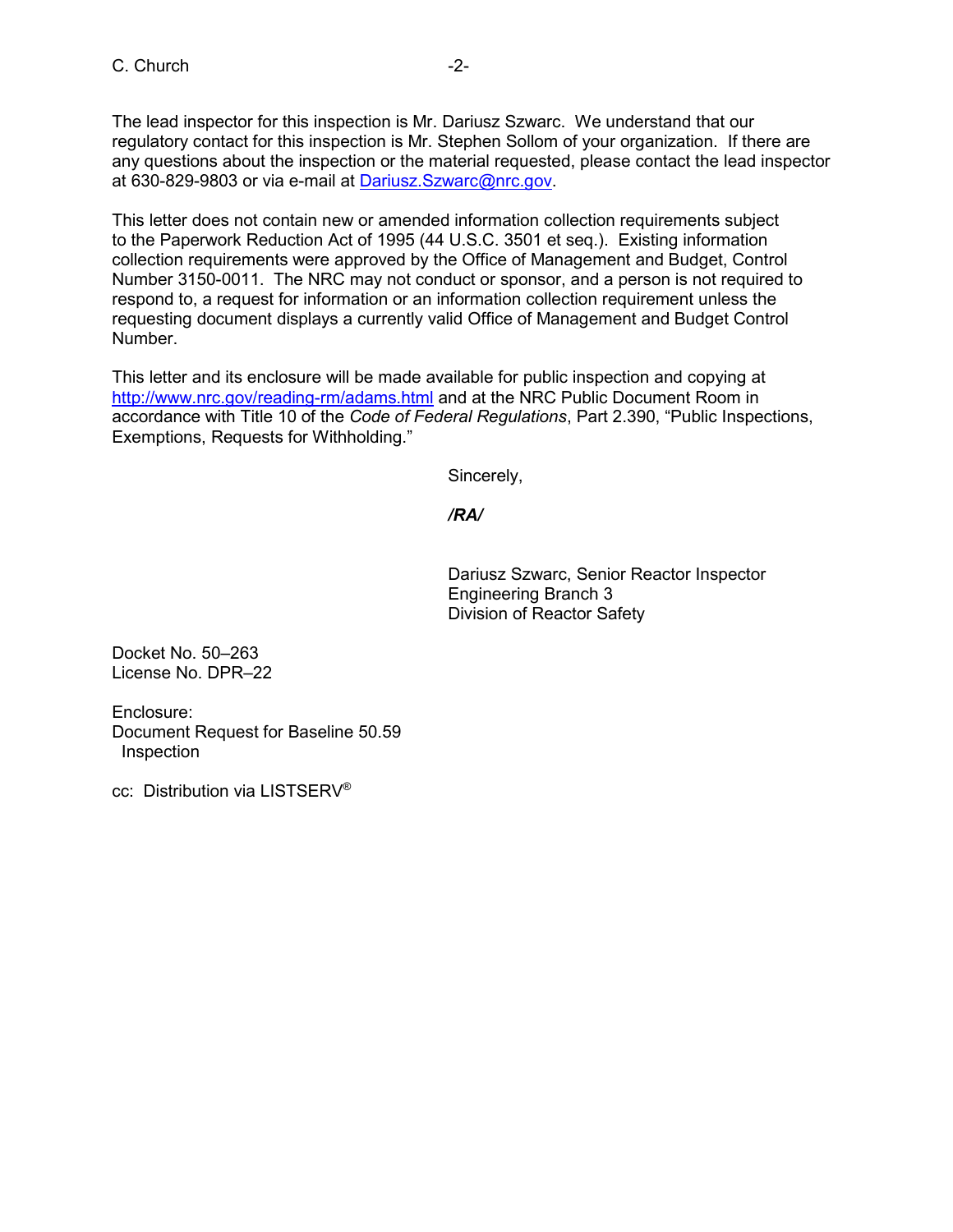The lead inspector for this inspection is Mr. Dariusz Szwarc. We understand that our regulatory contact for this inspection is Mr. Stephen Sollom of your organization. If there are any questions about the inspection or the material requested, please contact the lead inspector at 630-829-9803 or via e-mail at Dariusz.Szwarc@nrc.gov.

This letter does not contain new or amended information collection requirements subject to the Paperwork Reduction Act of 1995 (44 U.S.C. 3501 et seq.). Existing information collection requirements were approved by the Office of Management and Budget, Control Number 3150-0011. The NRC may not conduct or sponsor, and a person is not required to respond to, a request for information or an information collection requirement unless the requesting document displays a currently valid Office of Management and Budget Control Number.

This letter and its enclosure will be made available for public inspection and copying at http://www.nrc.gov/reading-rm/adams.html and at the NRC Public Document Room in accordance with Title 10 of the *Code of Federal Regulations*, Part 2.390, "Public Inspections, Exemptions, Requests for Withholding."

Sincerely,

***/RA/***

Dariusz Szwarc, Senior Reactor Inspector
Engineering Branch 3
Division of Reactor Safety

Docket No. 50–263
License No. DPR–22

Enclosure:
Document Request for Baseline 50.59 Inspection

cc: Distribution via LISTSERV®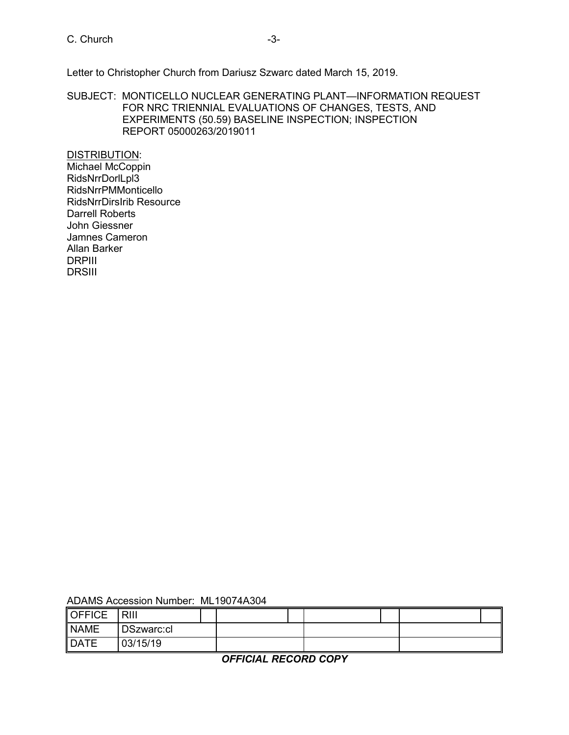Letter to Christopher Church from Dariusz Szwarc dated March 15, 2019.

SUBJECT: MONTICELLO NUCLEAR GENERATING PLANT—INFORMATION REQUEST FOR NRC TRIENNIAL EVALUATIONS OF CHANGES, TESTS, AND EXPERIMENTS (50.59) BASELINE INSPECTION; INSPECTION REPORT 05000263/2019011

DISTRIBUTION:
Michael McCoppin
RidsNrrDorlLpl3
RidsNrrPMMonticello
RidsNrrDirsIrib Resource
Darrell Roberts
John Giessner
Jamnes Cameron
Allan Barker
DRPIII
DRSIII

ADAMS Accession Number: ML19074A304

| OFFICE | RIII | | | | | | | |
|---|---|---|---|---|---|---|---|---|
| NAME | DSzwarc:cl | | | | | | | |
| DATE | 03/15/19 | | | | | | | |

***OFFICIAL RECORD COPY***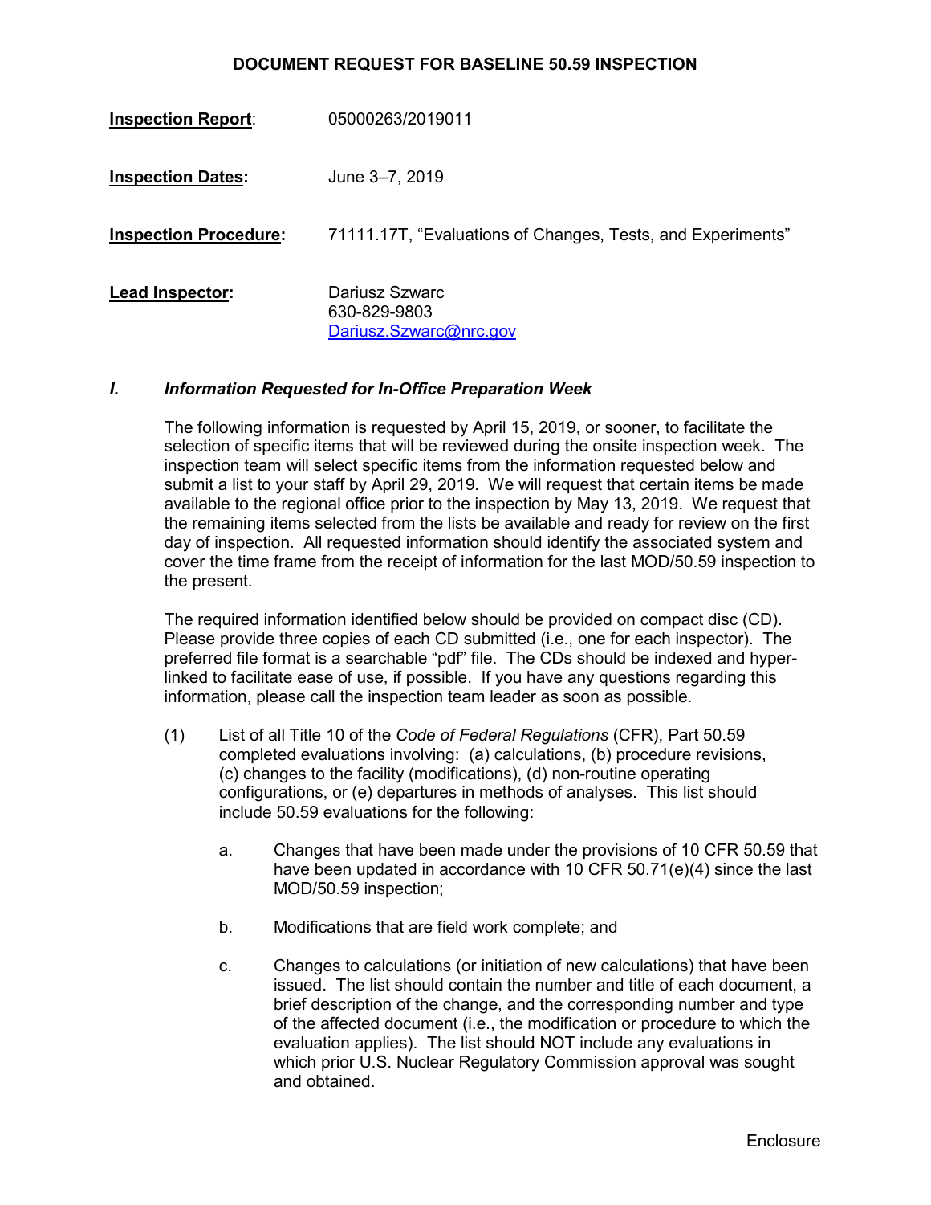## DOCUMENT REQUEST FOR BASELINE 50.59 INSPECTION

**Inspection Report**: 05000263/2019011

**Inspection Dates:** June 3–7, 2019

**Inspection Procedure:** 71111.17T, "Evaluations of Changes, Tests, and Experiments"

**Lead Inspector:** Dariusz Szwarc
630-829-9803
Dariusz.Szwarc@nrc.gov

### *I. Information Requested for In-Office Preparation Week*

The following information is requested by April 15, 2019, or sooner, to facilitate the selection of specific items that will be reviewed during the onsite inspection week. The inspection team will select specific items from the information requested below and submit a list to your staff by April 29, 2019. We will request that certain items be made available to the regional office prior to the inspection by May 13, 2019. We request that the remaining items selected from the lists be available and ready for review on the first day of inspection. All requested information should identify the associated system and cover the time frame from the receipt of information for the last MOD/50.59 inspection to the present.

The required information identified below should be provided on compact disc (CD). Please provide three copies of each CD submitted (i.e., one for each inspector). The preferred file format is a searchable "pdf" file. The CDs should be indexed and hyper-linked to facilitate ease of use, if possible. If you have any questions regarding this information, please call the inspection team leader as soon as possible.

(1) List of all Title 10 of the *Code of Federal Regulations* (CFR), Part 50.59 completed evaluations involving: (a) calculations, (b) procedure revisions, (c) changes to the facility (modifications), (d) non-routine operating configurations, or (e) departures in methods of analyses. This list should include 50.59 evaluations for the following:

   a. Changes that have been made under the provisions of 10 CFR 50.59 that have been updated in accordance with 10 CFR 50.71(e)(4) since the last MOD/50.59 inspection;

   b. Modifications that are field work complete; and

   c. Changes to calculations (or initiation of new calculations) that have been issued. The list should contain the number and title of each document, a brief description of the change, and the corresponding number and type of the affected document (i.e., the modification or procedure to which the evaluation applies). The list should NOT include any evaluations in which prior U.S. Nuclear Regulatory Commission approval was sought and obtained.

Enclosure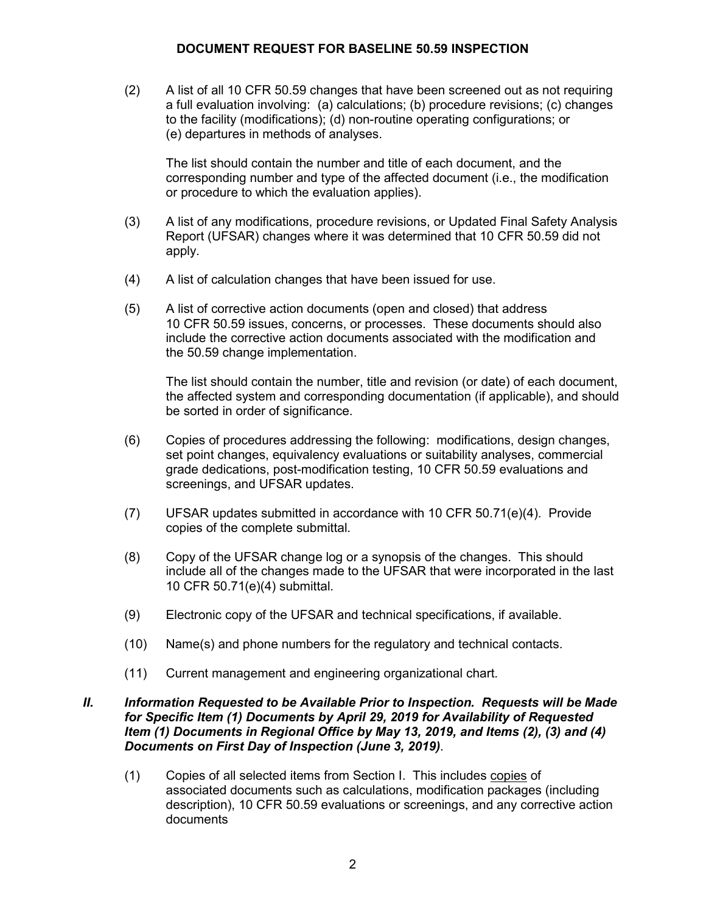**DOCUMENT REQUEST FOR BASELINE 50.59 INSPECTION**

(2) A list of all 10 CFR 50.59 changes that have been screened out as not requiring a full evaluation involving: (a) calculations; (b) procedure revisions; (c) changes to the facility (modifications); (d) non-routine operating configurations; or (e) departures in methods of analyses.

The list should contain the number and title of each document, and the corresponding number and type of the affected document (i.e., the modification or procedure to which the evaluation applies).

(3) A list of any modifications, procedure revisions, or Updated Final Safety Analysis Report (UFSAR) changes where it was determined that 10 CFR 50.59 did not apply.

(4) A list of calculation changes that have been issued for use.

(5) A list of corrective action documents (open and closed) that address 10 CFR 50.59 issues, concerns, or processes. These documents should also include the corrective action documents associated with the modification and the 50.59 change implementation.

The list should contain the number, title and revision (or date) of each document, the affected system and corresponding documentation (if applicable), and should be sorted in order of significance.

(6) Copies of procedures addressing the following: modifications, design changes, set point changes, equivalency evaluations or suitability analyses, commercial grade dedications, post-modification testing, 10 CFR 50.59 evaluations and screenings, and UFSAR updates.

(7) UFSAR updates submitted in accordance with 10 CFR 50.71(e)(4). Provide copies of the complete submittal.

(8) Copy of the UFSAR change log or a synopsis of the changes. This should include all of the changes made to the UFSAR that were incorporated in the last 10 CFR 50.71(e)(4) submittal.

(9) Electronic copy of the UFSAR and technical specifications, if available.

(10) Name(s) and phone numbers for the regulatory and technical contacts.

(11) Current management and engineering organizational chart.

***II. Information Requested to be Available Prior to Inspection. Requests will be Made for Specific Item (1) Documents by April 29, 2019 for Availability of Requested Item (1) Documents in Regional Office by May 13, 2019, and Items (2), (3) and (4) Documents on First Day of Inspection (June 3, 2019)***.

(1) Copies of all selected items from Section I. This includes copies of associated documents such as calculations, modification packages (including description), 10 CFR 50.59 evaluations or screenings, and any corrective action documents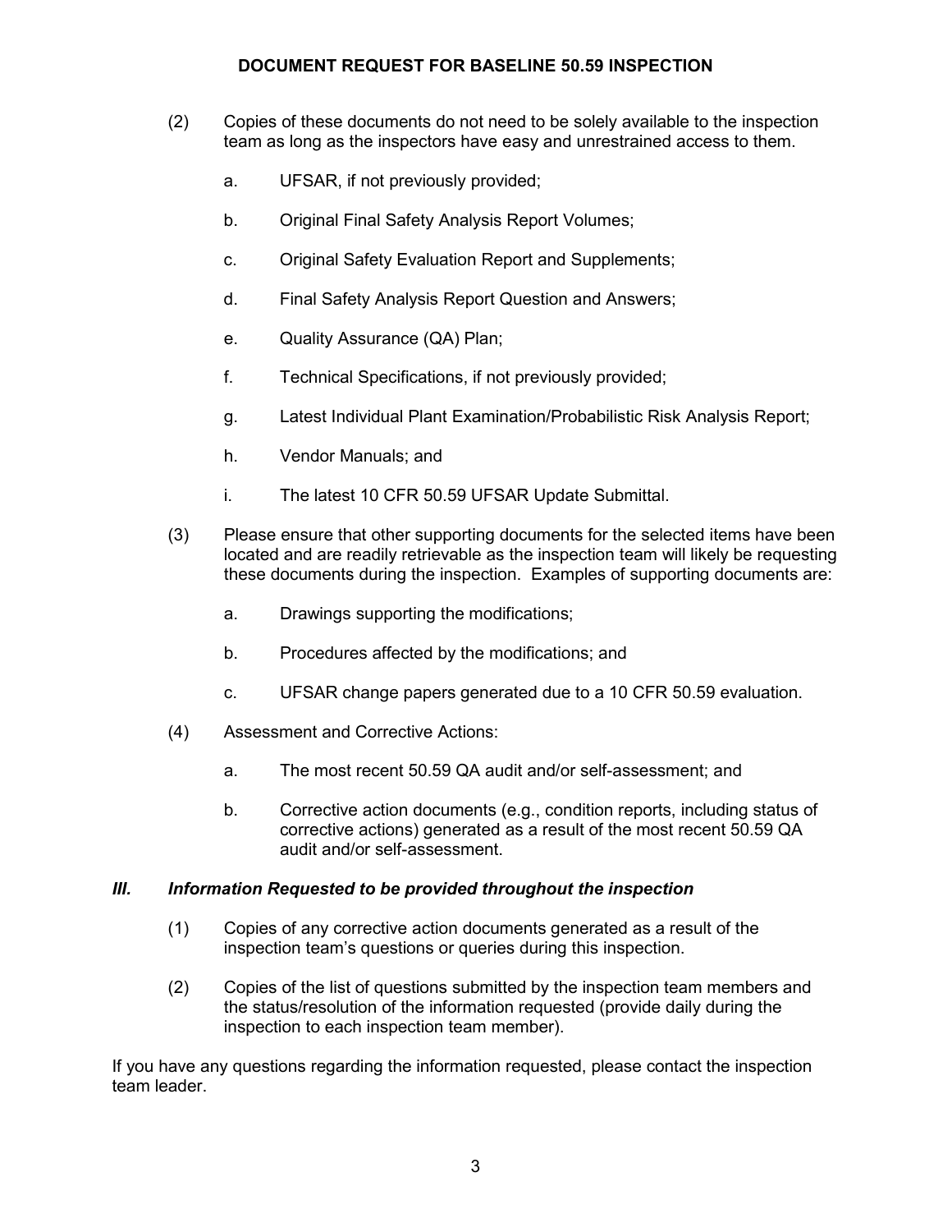(2) Copies of these documents do not need to be solely available to the inspection team as long as the inspectors have easy and unrestrained access to them.

a. UFSAR, if not previously provided;

b. Original Final Safety Analysis Report Volumes;

c. Original Safety Evaluation Report and Supplements;

d. Final Safety Analysis Report Question and Answers;

e. Quality Assurance (QA) Plan;

f. Technical Specifications, if not previously provided;

g. Latest Individual Plant Examination/Probabilistic Risk Analysis Report;

h. Vendor Manuals; and

i. The latest 10 CFR 50.59 UFSAR Update Submittal.

(3) Please ensure that other supporting documents for the selected items have been located and are readily retrievable as the inspection team will likely be requesting these documents during the inspection. Examples of supporting documents are:

a. Drawings supporting the modifications;

b. Procedures affected by the modifications; and

c. UFSAR change papers generated due to a 10 CFR 50.59 evaluation.

(4) Assessment and Corrective Actions:

a. The most recent 50.59 QA audit and/or self-assessment; and

b. Corrective action documents (e.g., condition reports, including status of corrective actions) generated as a result of the most recent 50.59 QA audit and/or self-assessment.

### ***III. Information Requested to be provided throughout the inspection***

(1) Copies of any corrective action documents generated as a result of the inspection team's questions or queries during this inspection.

(2) Copies of the list of questions submitted by the inspection team members and the status/resolution of the information requested (provide daily during the inspection to each inspection team member).

If you have any questions regarding the information requested, please contact the inspection team leader.